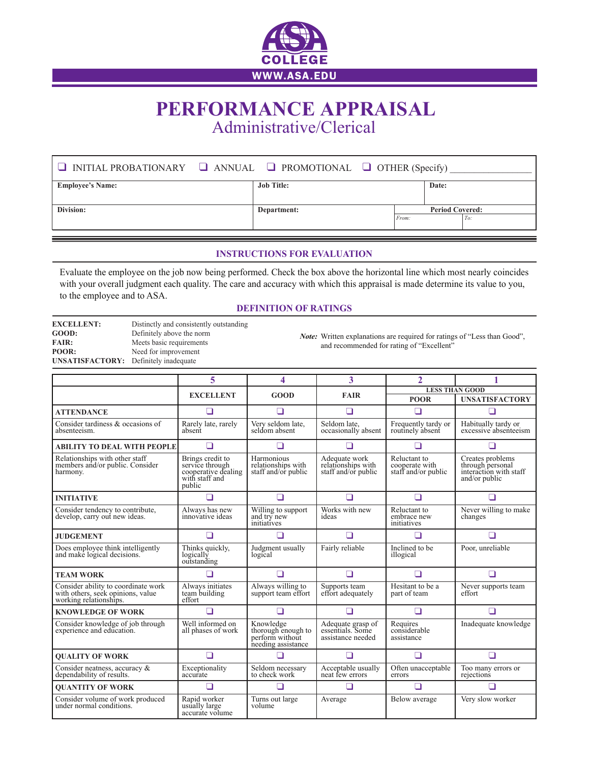ASA COLLEGE

WWW.ASA.EDU

# PERFORMANCE APPRAISAL

## Administrative/Clerical

| ❑ INITIAL PROBATIONARY ❑ ANNUAL ❑ PROMOTIONAL ❑ OTHER (Specify) ________________ | | | |
|---|---|---|---|
| **Employee's Name:** | **Job Title:** | | **Date:** |
| **Division:** | **Department:** | **Period Covered:** From: | To: |

### INSTRUCTIONS FOR EVALUATION

Evaluate the employee on the job now being performed. Check the box above the horizontal line which most nearly coincides with your overall judgment each quality. The care and accuracy with which this appraisal is made determine its value to you, to the employee and to ASA.

### DEFINITION OF RATINGS

**EXCELLENT:** Distinctly and consistently outstanding
**GOOD:** Definitely above the norm
**FAIR:** Meets basic requirements
**POOR:** Need for improvement
**UNSATISFACTORY:** Definitely inadequate

***Note:*** Written explanations are required for ratings of "Less than Good", and recommended for rating of "Excellent"

| | 5 | 4 | 3 | 2 | 1 |
|---|---|---|---|---|---|
| | | | | LESS THAN GOOD | |
| | **EXCELLENT** | **GOOD** | **FAIR** | **POOR** | **UNSATISFACTORY** |
| **ATTENDANCE** | ❑ | ❑ | ❑ | ❑ | ❑ |
| Consider tardiness & occasions of absenteeism. | Rarely late, rarely absent | Very seldom late, seldom absent | Seldom late, occasionally absent | Frequently tardy or routinely absent | Habitually tardy or excessive absenteeism |
| **ABILITY TO DEAL WITH PEOPLE** | ❑ | ❑ | ❑ | ❑ | ❑ |
| Relationships with other staff members and/or public. Consider harmony. | Brings credit to service through cooperative dealing with staff and public | Harmonious relationships with staff and/or public | Adequate work relationships with staff and/or public | Reluctant to cooperate with staff and/or public | Creates problems through personal interaction with staff and/or public |
| **INITIATIVE** | ❑ | ❑ | ❑ | ❑ | ❑ |
| Consider tendency to contribute, develop, carry out new ideas. | Always has new innovative ideas | Willing to support and try new initiatives | Works with new ideas | Reluctant to embrace new initiatives | Never willing to make changes |
| **JUDGEMENT** | ❑ | ❑ | ❑ | ❑ | ❑ |
| Does employee think intelligently and make logical decisions. | Thinks quickly, logically outstanding | Judgment usually logical | Fairly reliable | Inclined to be illogical | Poor, unreliable |
| **TEAM WORK** | ❑ | ❑ | ❑ | ❑ | ❑ |
| Consider ability to coordinate work with others, seek opinions, value working relationships. | Always initiates team building effort | Always willing to support team effort | Supports team effort adequately | Hesitant to be a part of team | Never supports team effort |
| **KNOWLEDGE OF WORK** | ❑ | ❑ | ❑ | ❑ | ❑ |
| Consider knowledge of job through experience and education. | Well informed on all phases of work | Knowledge thorough enough to perform without needing assistance | Adequate grasp of essentials. Some assistance needed | Requires considerable assistance | Inadequate knowledge |
| **QUALITY OF WORK** | ❑ | ❑ | ❑ | ❑ | ❑ |
| Consider neatness, accuracy & dependability of results. | Exceptionality accurate | Seldom necessary to check work | Acceptable usually neat few errors | Often unacceptable errors | Too many errors or rejections |
| **QUANTITY OF WORK** | ❑ | ❑ | ❑ | ❑ | ❑ |
| Consider volume of work produced under normal conditions. | Rapid worker usually large accurate volume | Turns out large volume | Average | Below average | Very slow worker |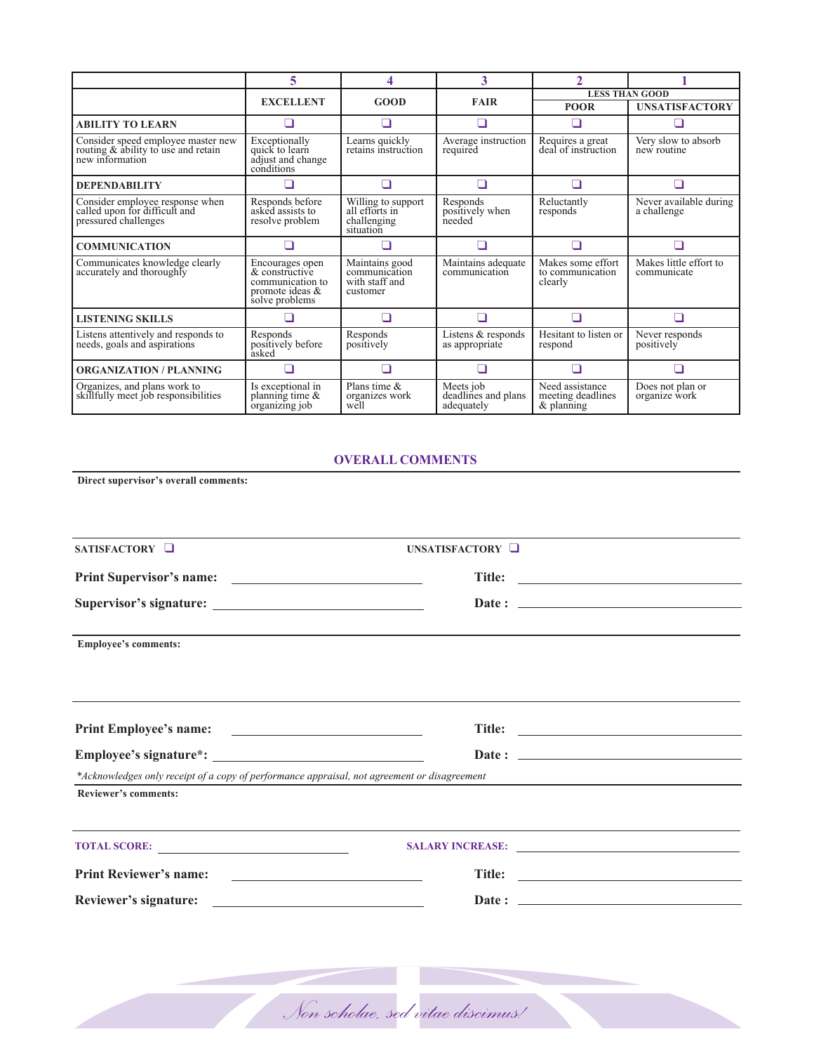| | 5 | 4 | 3 | 2 | 1 |
|---|---|---|---|---|---|
| | EXCELLENT | GOOD | FAIR | LESS THAN GOOD | |
| | | | | POOR | UNSATISFACTORY |
| **ABILITY TO LEARN** | ❑ | ❑ | ❑ | ❑ | ❑ |
| Consider speed employee master new routing & ability to use and retain new information | Exceptionally quick to learn adjust and change conditions | Learns quickly retains instruction | Average instruction required | Requires a great deal of instruction | Very slow to absorb new routine |
| **DEPENDABILITY** | ❑ | ❑ | ❑ | ❑ | ❑ |
| Consider employee response when called upon for difficult and pressured challenges | Responds before asked assists to resolve problem | Willing to support all efforts in challenging situation | Responds positively when needed | Reluctantly responds | Never available during a challenge |
| **COMMUNICATION** | ❑ | ❑ | ❑ | ❑ | ❑ |
| Communicates knowledge clearly accurately and thoroughly | Encourages open & constructive communication to promote ideas & solve problems | Maintains good communication with staff and customer | Maintains adequate communication | Makes some effort to communication clearly | Makes little effort to communicate |
| **LISTENING SKILLS** | ❑ | ❑ | ❑ | ❑ | ❑ |
| Listens attentively and responds to needs, goals and aspirations | Responds positively before asked | Responds positively | Listens & responds as appropriate | Hesitant to listen or respond | Never responds positively |
| **ORGANIZATION / PLANNING** | ❑ | ❑ | ❑ | ❑ | ❑ |
| Organizes, and plans work to skillfully meet job responsibilities | Is exceptional in planning time & organizing job | Plans time & organizes work well | Meets job deadlines and plans adequately | Need assistance meeting deadlines & planning | Does not plan or organize work |

## OVERALL COMMENTS

**Direct supervisor's overall comments:**

SATISFACTORY ❑ UNSATISFACTORY ❑

**Print Supervisor's name:** ____________________ **Title:** ____________________

**Supervisor's signature:** ____________________ **Date :** ____________________

**Employee's comments:**

**Print Employee's name:** ____________________ **Title:** ____________________

**Employee's signature*:** ____________________ **Date :** ____________________

*\*Acknowledges only receipt of a copy of performance appraisal, not agreement or disagreement*

**Reviewer's comments:**

TOTAL SCORE: ____________________ SALARY INCREASE: ____________________

**Print Reviewer's name:** ____________________ **Title:** ____________________

**Reviewer's signature:** ____________________ **Date :** ____________________

*Non scholae, sed vitae discimus!*